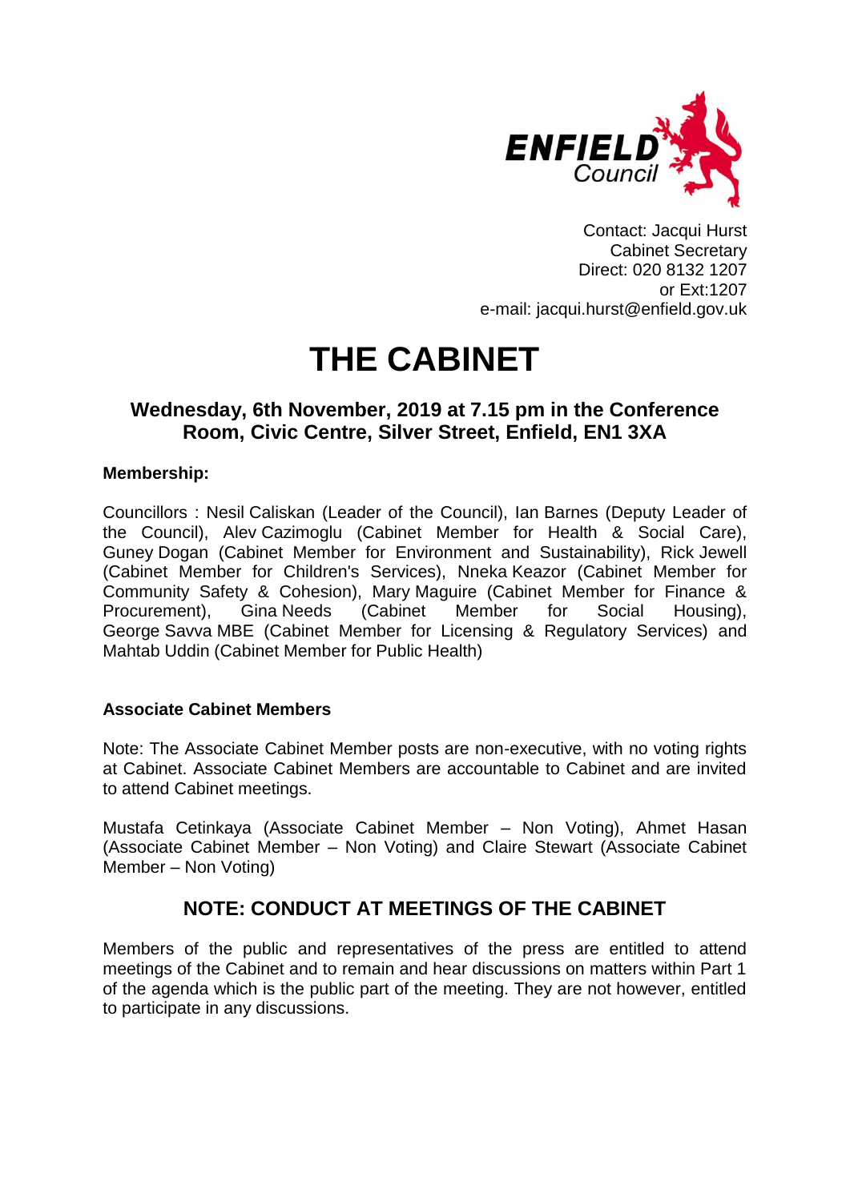ENFIELD Council

Contact: Jacqui Hurst
Cabinet Secretary
Direct: 020 8132 1207
or Ext:1207
e-mail: jacqui.hurst@enfield.gov.uk

# THE CABINET

### Wednesday, 6th November, 2019 at 7.15 pm in the Conference Room, Civic Centre, Silver Street, Enfield, EN1 3XA

**Membership:**

Councillors : Nesil Caliskan (Leader of the Council), Ian Barnes (Deputy Leader of the Council), Alev Cazimoglu (Cabinet Member for Health & Social Care), Guney Dogan (Cabinet Member for Environment and Sustainability), Rick Jewell (Cabinet Member for Children's Services), Nneka Keazor (Cabinet Member for Community Safety & Cohesion), Mary Maguire (Cabinet Member for Finance & Procurement), Gina Needs (Cabinet Member for Social Housing), George Savva MBE (Cabinet Member for Licensing & Regulatory Services) and Mahtab Uddin (Cabinet Member for Public Health)

**Associate Cabinet Members**

Note: The Associate Cabinet Member posts are non-executive, with no voting rights at Cabinet. Associate Cabinet Members are accountable to Cabinet and are invited to attend Cabinet meetings.

Mustafa Cetinkaya (Associate Cabinet Member – Non Voting), Ahmet Hasan (Associate Cabinet Member – Non Voting) and Claire Stewart (Associate Cabinet Member – Non Voting)

## NOTE: CONDUCT AT MEETINGS OF THE CABINET

Members of the public and representatives of the press are entitled to attend meetings of the Cabinet and to remain and hear discussions on matters within Part 1 of the agenda which is the public part of the meeting. They are not however, entitled to participate in any discussions.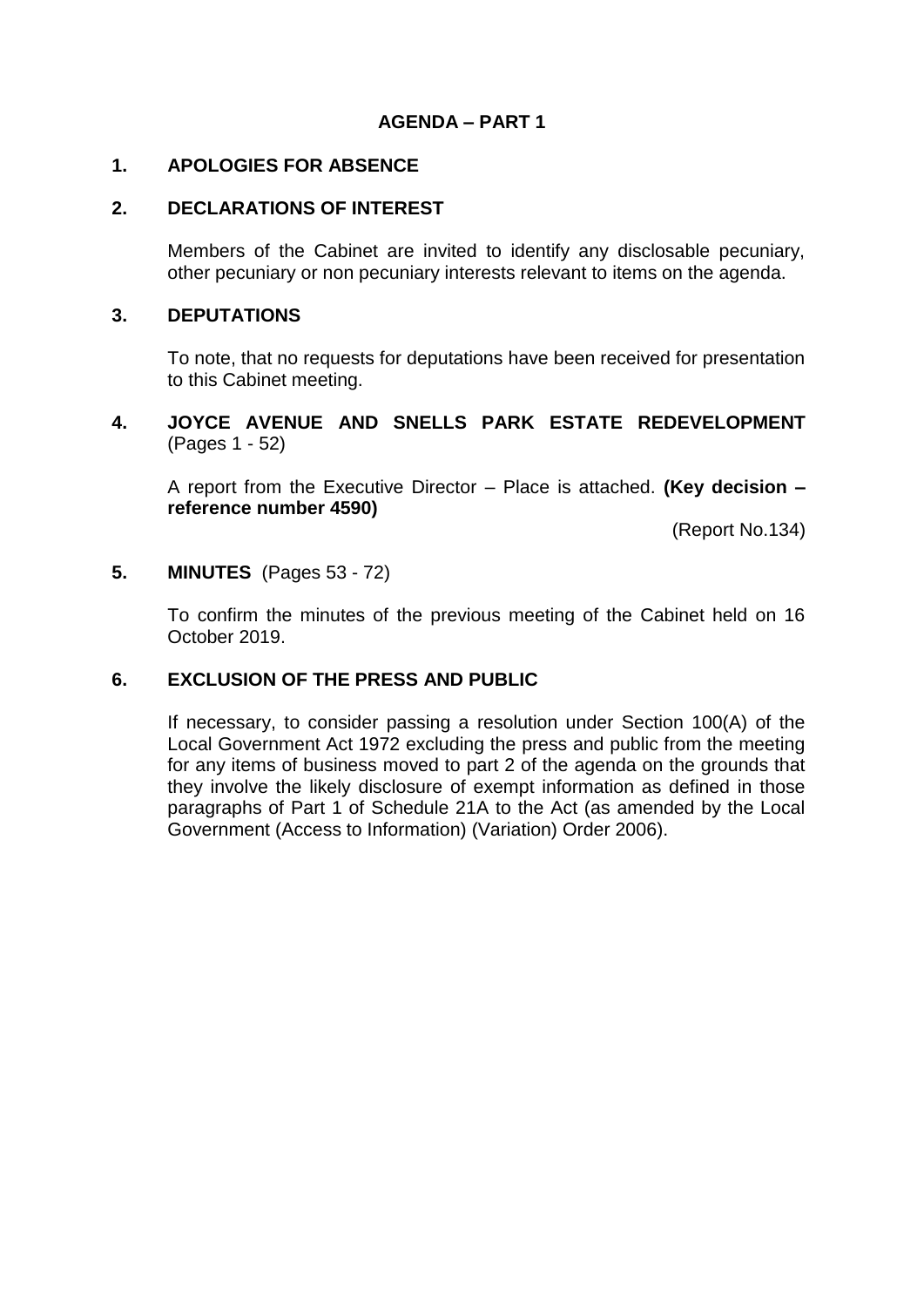## AGENDA – PART 1

### 1. APOLOGIES FOR ABSENCE

### 2. DECLARATIONS OF INTEREST

Members of the Cabinet are invited to identify any disclosable pecuniary, other pecuniary or non pecuniary interests relevant to items on the agenda.

### 3. DEPUTATIONS

To note, that no requests for deputations have been received for presentation to this Cabinet meeting.

### 4. JOYCE AVENUE AND SNELLS PARK ESTATE REDEVELOPMENT (Pages 1 - 52)

A report from the Executive Director – Place is attached. **(Key decision – reference number 4590)**

(Report No.134)

### 5. MINUTES (Pages 53 - 72)

To confirm the minutes of the previous meeting of the Cabinet held on 16 October 2019.

### 6. EXCLUSION OF THE PRESS AND PUBLIC

If necessary, to consider passing a resolution under Section 100(A) of the Local Government Act 1972 excluding the press and public from the meeting for any items of business moved to part 2 of the agenda on the grounds that they involve the likely disclosure of exempt information as defined in those paragraphs of Part 1 of Schedule 21A to the Act (as amended by the Local Government (Access to Information) (Variation) Order 2006).